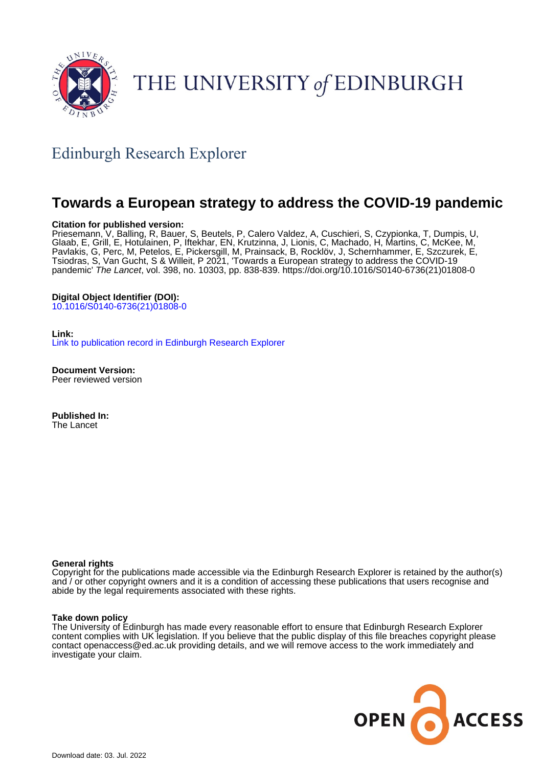THE UNIVERSITY of EDINBURGH

## Edinburgh Research Explorer

# Towards a European strategy to address the COVID-19 pandemic

**Citation for published version:**
Priesemann, V, Balling, R, Bauer, S, Beutels, P, Calero Valdez, A, Cuschieri, S, Czypionka, T, Dumpis, U, Glaab, E, Grill, E, Hotulainen, P, Iftekhar, EN, Krutzinna, J, Lionis, C, Machado, H, Martins, C, McKee, M, Pavlakis, G, Perc, M, Petelos, E, Pickersgill, M, Prainsack, B, Rocklöv, J, Schernhammer, E, Szczurek, E, Tsiodras, S, Van Gucht, S & Willeit, P 2021, 'Towards a European strategy to address the COVID-19 pandemic' *The Lancet*, vol. 398, no. 10303, pp. 838-839. https://doi.org/10.1016/S0140-6736(21)01808-0

**Digital Object Identifier (DOI):**
10.1016/S0140-6736(21)01808-0

**Link:**
Link to publication record in Edinburgh Research Explorer

**Document Version:**
Peer reviewed version

**Published In:**
The Lancet

**General rights**
Copyright for the publications made accessible via the Edinburgh Research Explorer is retained by the author(s) and / or other copyright owners and it is a condition of accessing these publications that users recognise and abide by the legal requirements associated with these rights.

**Take down policy**
The University of Edinburgh has made every reasonable effort to ensure that Edinburgh Research Explorer content complies with UK legislation. If you believe that the public display of this file breaches copyright please contact openaccess@ed.ac.uk providing details, and we will remove access to the work immediately and investigate your claim.

OPEN ACCESS

Download date: 03. Jul. 2022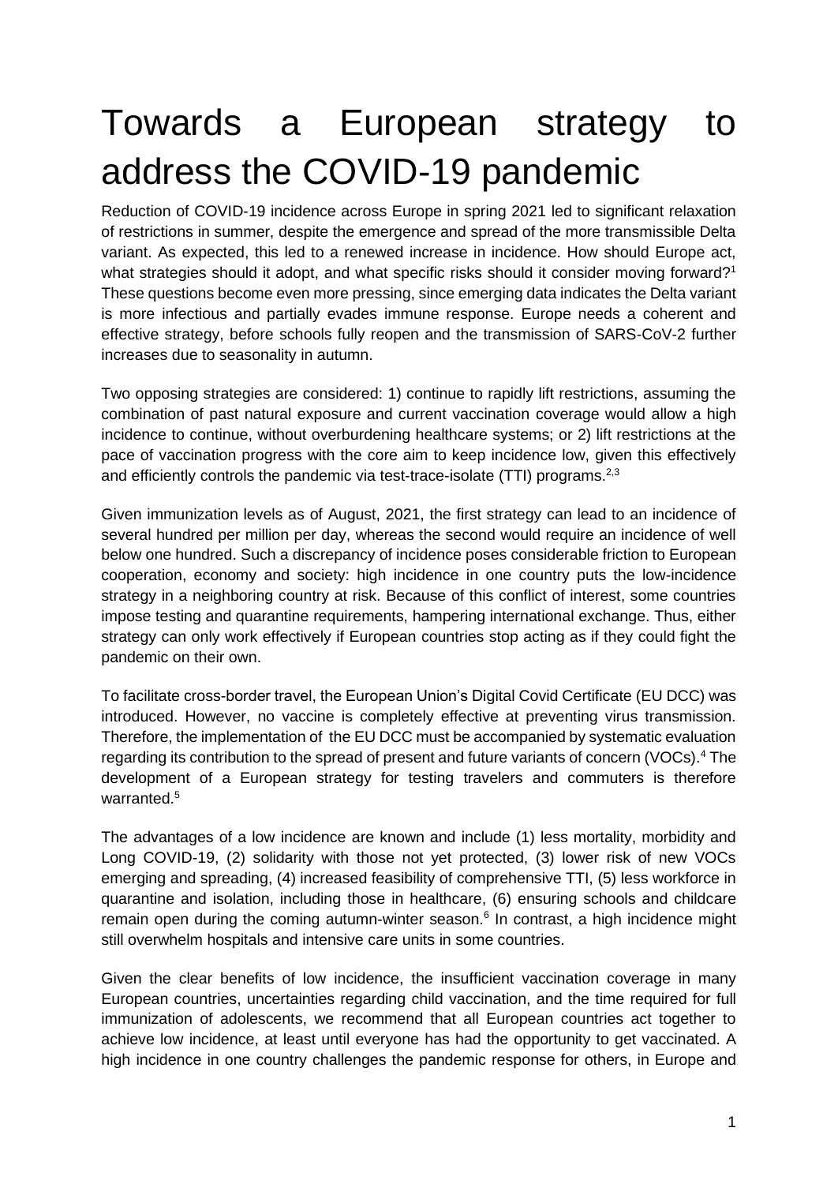# Towards a European strategy to address the COVID-19 pandemic

Reduction of COVID-19 incidence across Europe in spring 2021 led to significant relaxation of restrictions in summer, despite the emergence and spread of the more transmissible Delta variant. As expected, this led to a renewed increase in incidence. How should Europe act, what strategies should it adopt, and what specific risks should it consider moving forward?[1] These questions become even more pressing, since emerging data indicates the Delta variant is more infectious and partially evades immune response. Europe needs a coherent and effective strategy, before schools fully reopen and the transmission of SARS-CoV-2 further increases due to seasonality in autumn.

Two opposing strategies are considered: 1) continue to rapidly lift restrictions, assuming the combination of past natural exposure and current vaccination coverage would allow a high incidence to continue, without overburdening healthcare systems; or 2) lift restrictions at the pace of vaccination progress with the core aim to keep incidence low, given this effectively and efficiently controls the pandemic via test-trace-isolate (TTI) programs.[2,3]

Given immunization levels as of August, 2021, the first strategy can lead to an incidence of several hundred per million per day, whereas the second would require an incidence of well below one hundred. Such a discrepancy of incidence poses considerable friction to European cooperation, economy and society: high incidence in one country puts the low-incidence strategy in a neighboring country at risk. Because of this conflict of interest, some countries impose testing and quarantine requirements, hampering international exchange. Thus, either strategy can only work effectively if European countries stop acting as if they could fight the pandemic on their own.

To facilitate cross-border travel, the European Union's Digital Covid Certificate (EU DCC) was introduced. However, no vaccine is completely effective at preventing virus transmission. Therefore, the implementation of the EU DCC must be accompanied by systematic evaluation regarding its contribution to the spread of present and future variants of concern (VOCs).[4] The development of a European strategy for testing travelers and commuters is therefore warranted.[5]

The advantages of a low incidence are known and include (1) less mortality, morbidity and Long COVID-19, (2) solidarity with those not yet protected, (3) lower risk of new VOCs emerging and spreading, (4) increased feasibility of comprehensive TTI, (5) less workforce in quarantine and isolation, including those in healthcare, (6) ensuring schools and childcare remain open during the coming autumn-winter season.[6] In contrast, a high incidence might still overwhelm hospitals and intensive care units in some countries.

Given the clear benefits of low incidence, the insufficient vaccination coverage in many European countries, uncertainties regarding child vaccination, and the time required for full immunization of adolescents, we recommend that all European countries act together to achieve low incidence, at least until everyone has had the opportunity to get vaccinated. A high incidence in one country challenges the pandemic response for others, in Europe and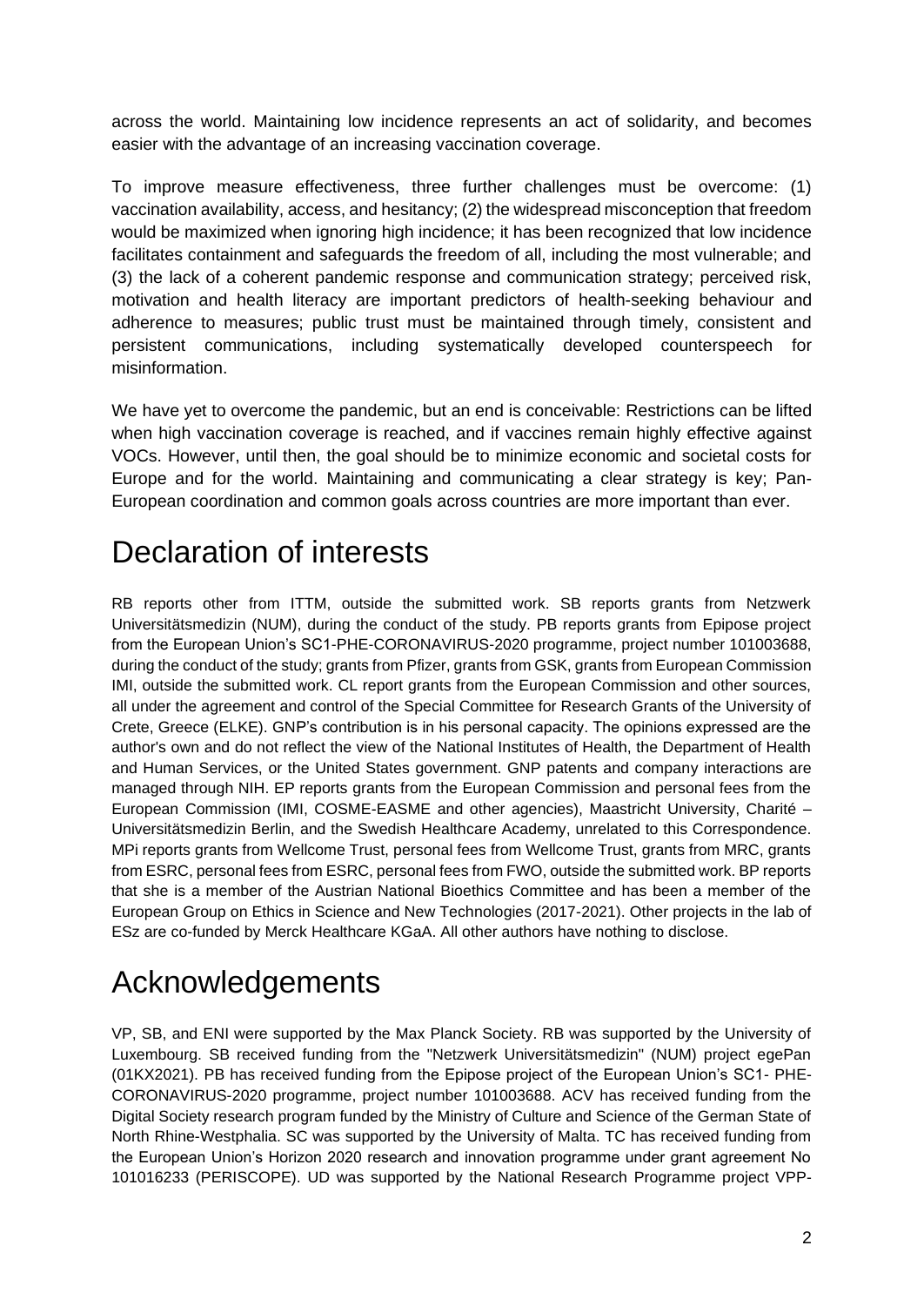across the world. Maintaining low incidence represents an act of solidarity, and becomes easier with the advantage of an increasing vaccination coverage.

To improve measure effectiveness, three further challenges must be overcome: (1) vaccination availability, access, and hesitancy; (2) the widespread misconception that freedom would be maximized when ignoring high incidence; it has been recognized that low incidence facilitates containment and safeguards the freedom of all, including the most vulnerable; and (3) the lack of a coherent pandemic response and communication strategy; perceived risk, motivation and health literacy are important predictors of health-seeking behaviour and adherence to measures; public trust must be maintained through timely, consistent and persistent communications, including systematically developed counterspeech for misinformation.

We have yet to overcome the pandemic, but an end is conceivable: Restrictions can be lifted when high vaccination coverage is reached, and if vaccines remain highly effective against VOCs. However, until then, the goal should be to minimize economic and societal costs for Europe and for the world. Maintaining and communicating a clear strategy is key; Pan-European coordination and common goals across countries are more important than ever.

# Declaration of interests

RB reports other from ITTM, outside the submitted work. SB reports grants from Netzwerk Universitätsmedizin (NUM), during the conduct of the study. PB reports grants from Epipose project from the European Union's SC1-PHE-CORONAVIRUS-2020 programme, project number 101003688, during the conduct of the study; grants from Pfizer, grants from GSK, grants from European Commission IMI, outside the submitted work. CL report grants from the European Commission and other sources, all under the agreement and control of the Special Committee for Research Grants of the University of Crete, Greece (ELKE). GNP's contribution is in his personal capacity. The opinions expressed are the author's own and do not reflect the view of the National Institutes of Health, the Department of Health and Human Services, or the United States government. GNP patents and company interactions are managed through NIH. EP reports grants from the European Commission and personal fees from the European Commission (IMI, COSME-EASME and other agencies), Maastricht University, Charité – Universitätsmedizin Berlin, and the Swedish Healthcare Academy, unrelated to this Correspondence. MPi reports grants from Wellcome Trust, personal fees from Wellcome Trust, grants from MRC, grants from ESRC, personal fees from ESRC, personal fees from FWO, outside the submitted work. BP reports that she is a member of the Austrian National Bioethics Committee and has been a member of the European Group on Ethics in Science and New Technologies (2017-2021). Other projects in the lab of ESz are co-funded by Merck Healthcare KGaA. All other authors have nothing to disclose.

# Acknowledgements

VP, SB, and ENI were supported by the Max Planck Society. RB was supported by the University of Luxembourg. SB received funding from the "Netzwerk Universitätsmedizin" (NUM) project egePan (01KX2021). PB has received funding from the "Epipose project of the European Union's SC1- PHE-CORONAVIRUS-2020 programme, project number 101003688. ACV has received funding from the Digital Society research program funded by the Ministry of Culture and Science of the German State of North Rhine-Westphalia. SC was supported by the University of Malta. TC has received funding from the European Union's Horizon 2020 research and innovation programme under grant agreement No 101016233 (PERISCOPE). UD was supported by the National Research Programme project VPP-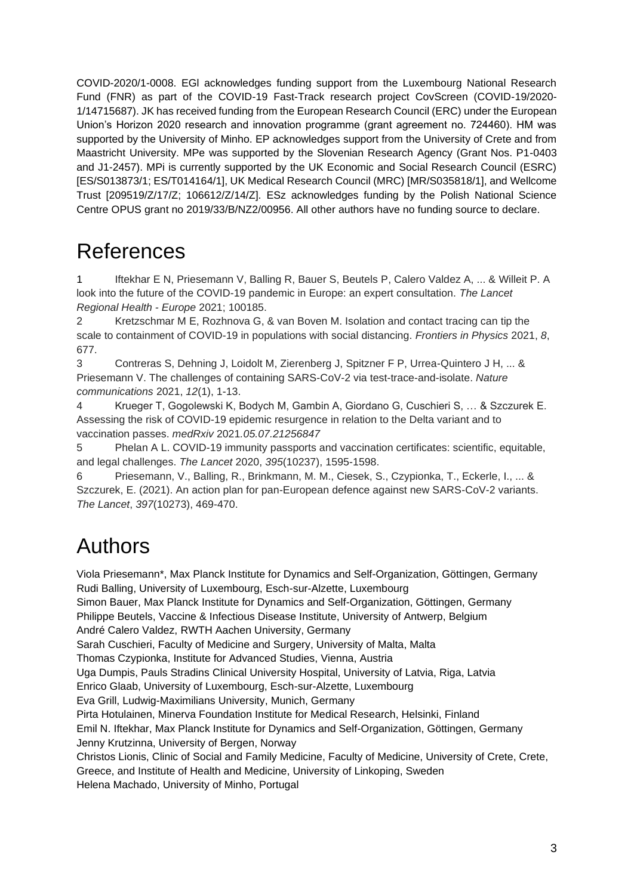COVID-2020/1-0008. EGl acknowledges funding support from the Luxembourg National Research Fund (FNR) as part of the COVID-19 Fast-Track research project CovScreen (COVID-19/2020-1/14715687). JK has received funding from the European Research Council (ERC) under the European Union's Horizon 2020 research and innovation programme (grant agreement no. 724460). HM was supported by the University of Minho. EP acknowledges support from the University of Crete and from Maastricht University. MPe was supported by the Slovenian Research Agency (Grant Nos. P1-0403 and J1-2457). MPi is currently supported by the UK Economic and Social Research Council (ESRC) [ES/S013873/1; ES/T014164/1], UK Medical Research Council (MRC) [MR/S035818/1], and Wellcome Trust [209519/Z/17/Z; 106612/Z/14/Z]. ESz acknowledges funding by the Polish National Science Centre OPUS grant no 2019/33/B/NZ2/00956. All other authors have no funding source to declare.

# References

1 Iftekhar E N, Priesemann V, Balling R, Bauer S, Beutels P, Calero Valdez A, ... & Willeit P. A look into the future of the COVID-19 pandemic in Europe: an expert consultation. *The Lancet Regional Health - Europe* 2021; 100185.

2 Kretzschmar M E, Rozhnova G, & van Boven M. Isolation and contact tracing can tip the scale to containment of COVID-19 in populations with social distancing. *Frontiers in Physics* 2021, *8*, 677.

3 Contreras S, Dehning J, Loidolt M, Zierenberg J, Spitzner F P, Urrea-Quintero J H, ... & Priesemann V. The challenges of containing SARS-CoV-2 via test-trace-and-isolate. *Nature communications* 2021, *12*(1), 1-13.

4 Krueger T, Gogolewski K, Bodych M, Gambin A, Giordano G, Cuschieri S, … & Szczurek E. Assessing the risk of COVID-19 epidemic resurgence in relation to the Delta variant and to vaccination passes. *medRxiv* 2021.*05.07.21256847*

5 Phelan A L. COVID-19 immunity passports and vaccination certificates: scientific, equitable, and legal challenges. *The Lancet* 2020, *395*(10237), 1595-1598.

6 Priesemann, V., Balling, R., Brinkmann, M. M., Ciesek, S., Czypionka, T., Eckerle, I., ... & Szczurek, E. (2021). An action plan for pan-European defence against new SARS-CoV-2 variants. *The Lancet*, *397*(10273), 469-470.

# Authors

Viola Priesemann*, Max Planck Institute for Dynamics and Self-Organization, Göttingen, Germany
Rudi Balling, University of Luxembourg, Esch-sur-Alzette, Luxembourg
Simon Bauer, Max Planck Institute for Dynamics and Self-Organization, Göttingen, Germany
Philippe Beutels, Vaccine & Infectious Disease Institute, University of Antwerp, Belgium
André Calero Valdez, RWTH Aachen University, Germany
Sarah Cuschieri, Faculty of Medicine and Surgery, University of Malta, Malta
Thomas Czypionka, Institute for Advanced Studies, Vienna, Austria
Uga Dumpis, Pauls Stradins Clinical University Hospital, University of Latvia, Riga, Latvia
Enrico Glaab, University of Luxembourg, Esch-sur-Alzette, Luxembourg
Eva Grill, Ludwig-Maximilians University, Munich, Germany
Pirta Hotulainen, Minerva Foundation Institute for Medical Research, Helsinki, Finland
Emil N. Iftekhar, Max Planck Institute for Dynamics and Self-Organization, Göttingen, Germany
Jenny Krutzinna, University of Bergen, Norway
Christos Lionis, Clinic of Social and Family Medicine, Faculty of Medicine, University of Crete, Crete, Greece, and Institute of Health and Medicine, University of Linkoping, Sweden
Helena Machado, University of Minho, Portugal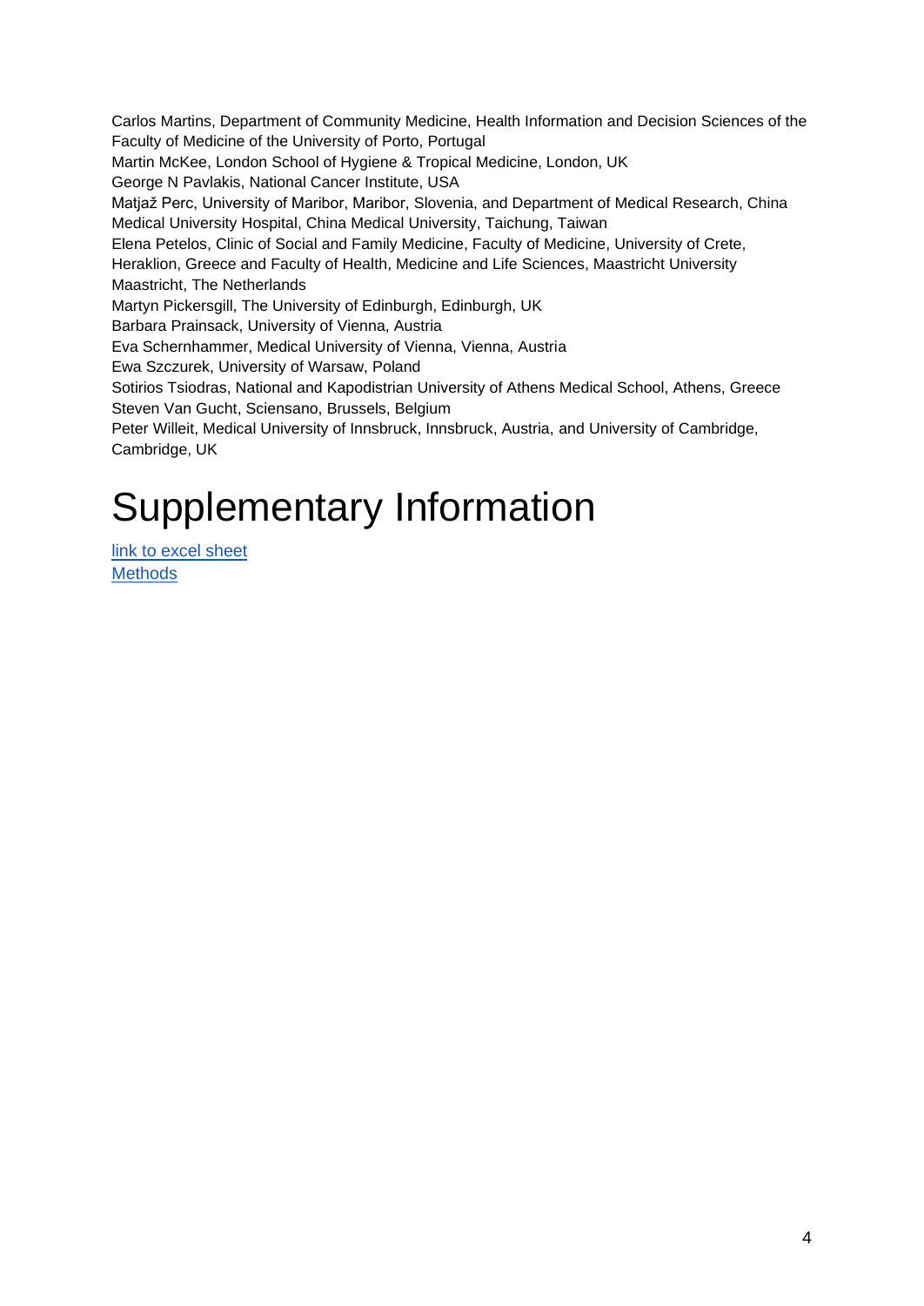Carlos Martins, Department of Community Medicine, Health Information and Decision Sciences of the Faculty of Medicine of the University of Porto, Portugal
Martin McKee, London School of Hygiene & Tropical Medicine, London, UK
George N Pavlakis, National Cancer Institute, USA
Matjaž Perc, University of Maribor, Maribor, Slovenia, and Department of Medical Research, China Medical University Hospital, China Medical University, Taichung, Taiwan
Elena Petelos, Clinic of Social and Family Medicine, Faculty of Medicine, University of Crete, Heraklion, Greece and Faculty of Health, Medicine and Life Sciences, Maastricht University Maastricht, The Netherlands
Martyn Pickersgill, The University of Edinburgh, Edinburgh, UK
Barbara Prainsack, University of Vienna, Austria
Eva Schernhammer, Medical University of Vienna, Vienna, Austria
Ewa Szczurek, University of Warsaw, Poland
Sotirios Tsiodras, National and Kapodistrian University of Athens Medical School, Athens, Greece
Steven Van Gucht, Sciensano, Brussels, Belgium
Peter Willeit, Medical University of Innsbruck, Innsbruck, Austria, and University of Cambridge, Cambridge, UK

# Supplementary Information

link to excel sheet
Methods